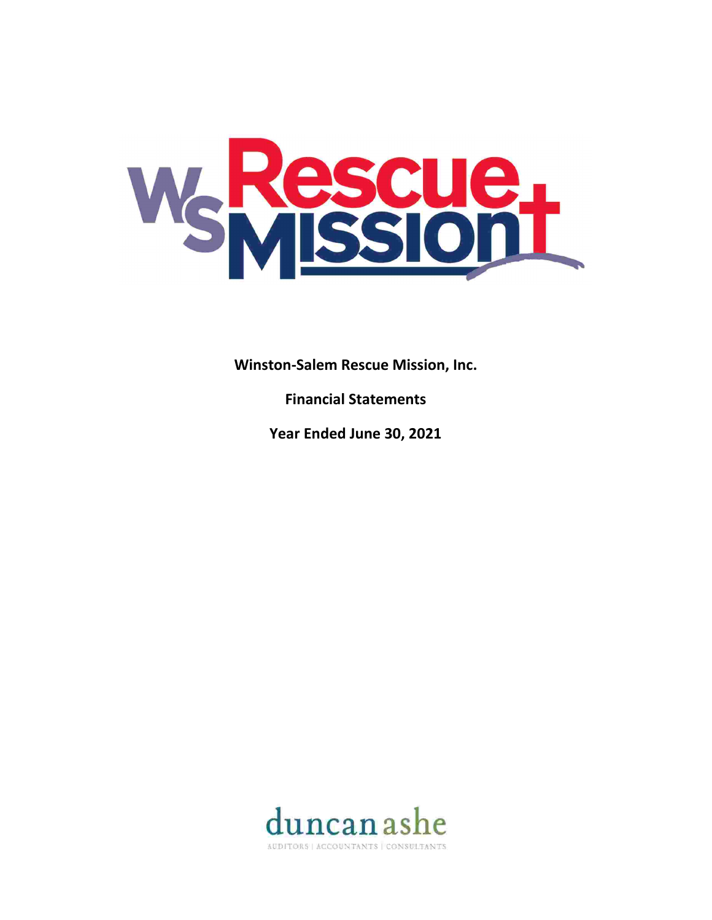**Winston-Salem Rescue Mission, Inc.**

**Financial Statements**

**Year Ended June 30, 2021**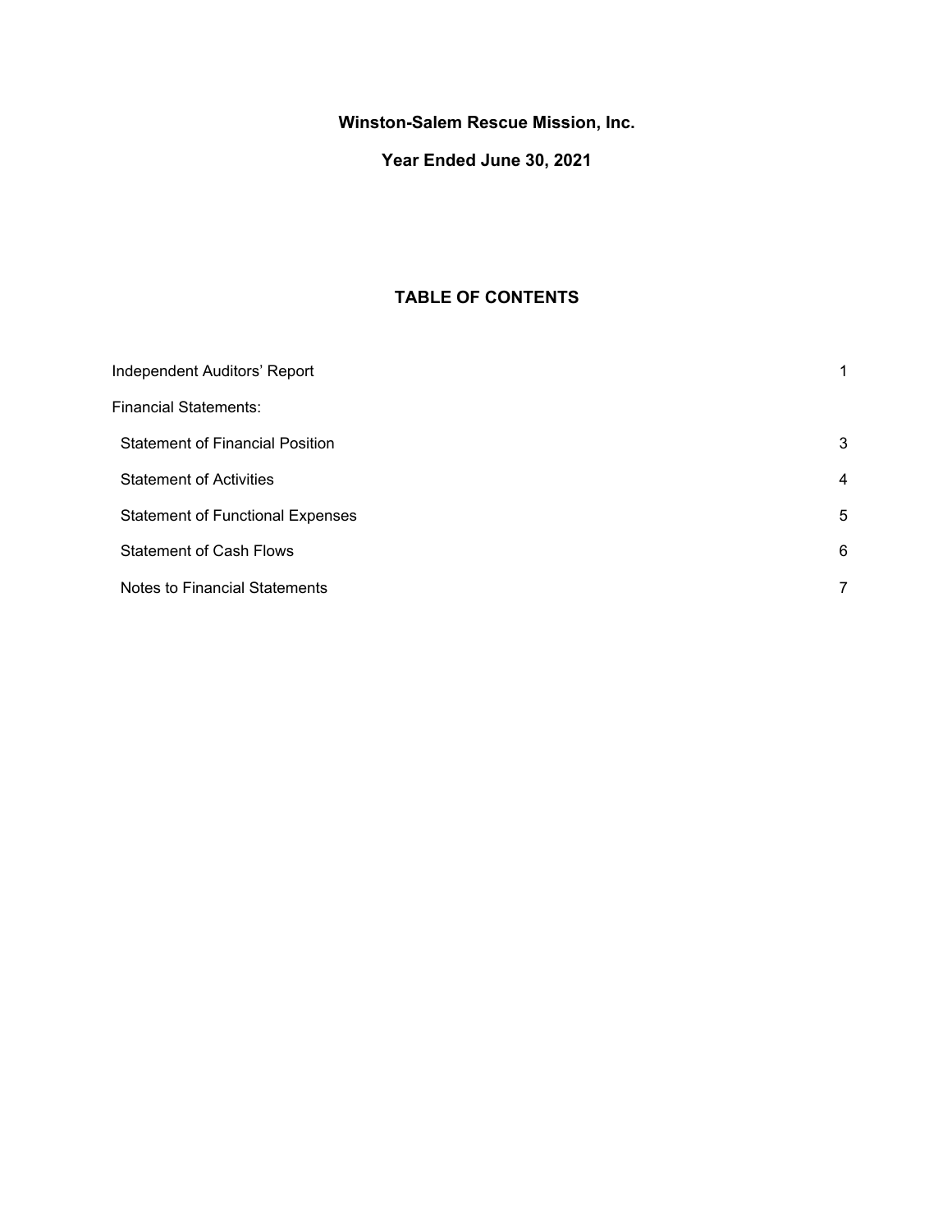**Winston-Salem Rescue Mission, Inc.**

**Year Ended June 30, 2021**

## TABLE OF CONTENTS

| | |
|---|---|
| Independent Auditors' Report | 1 |
| Financial Statements: | |
| Statement of Financial Position | 3 |
| Statement of Activities | 4 |
| Statement of Functional Expenses | 5 |
| Statement of Cash Flows | 6 |
| Notes to Financial Statements | 7 |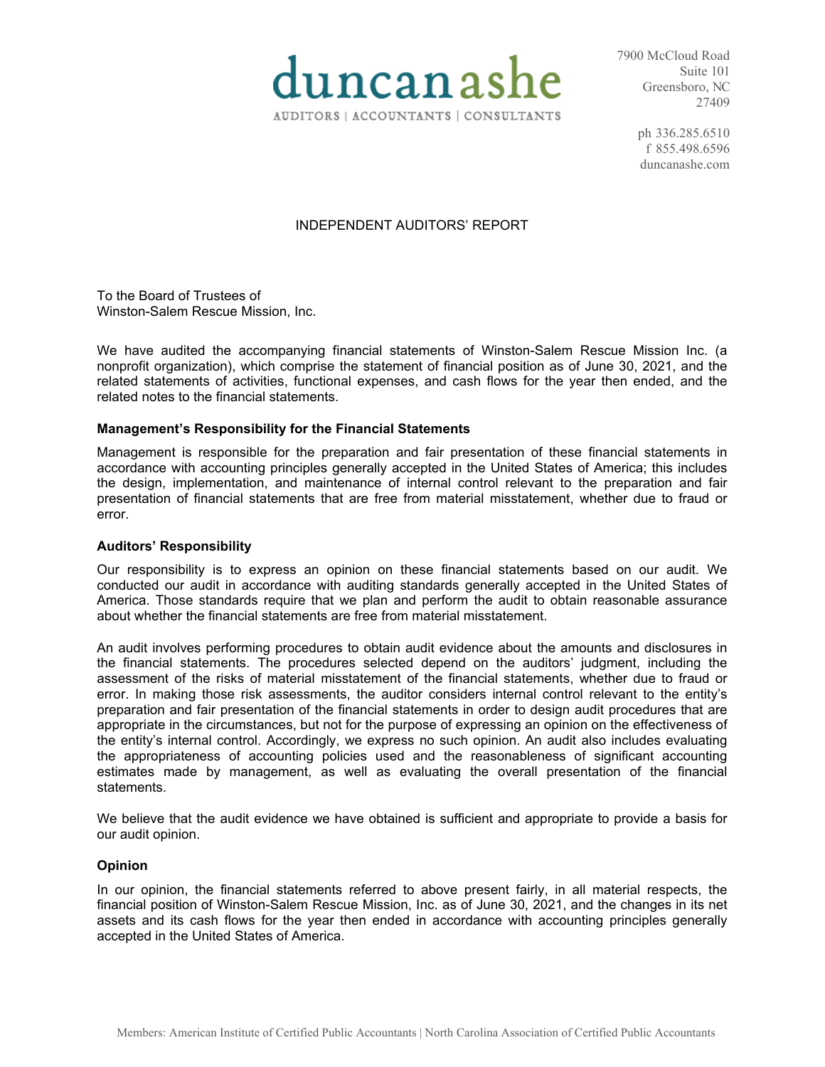duncanashe
AUDITORS | ACCOUNTANTS | CONSULTANTS

7900 McCloud Road
Suite 101
Greensboro, NC
27409

ph 336.285.6510
f 855.498.6596
duncanashe.com

# INDEPENDENT AUDITORS' REPORT

To the Board of Trustees of
Winston-Salem Rescue Mission, Inc.

We have audited the accompanying financial statements of Winston-Salem Rescue Mission Inc. (a nonprofit organization), which comprise the statement of financial position as of June 30, 2021, and the related statements of activities, functional expenses, and cash flows for the year then ended, and the related notes to the financial statements.

### Management's Responsibility for the Financial Statements

Management is responsible for the preparation and fair presentation of these financial statements in accordance with accounting principles generally accepted in the United States of America; this includes the design, implementation, and maintenance of internal control relevant to the preparation and fair presentation of financial statements that are free from material misstatement, whether due to fraud or error.

### Auditors' Responsibility

Our responsibility is to express an opinion on these financial statements based on our audit. We conducted our audit in accordance with auditing standards generally accepted in the United States of America. Those standards require that we plan and perform the audit to obtain reasonable assurance about whether the financial statements are free from material misstatement.

An audit involves performing procedures to obtain audit evidence about the amounts and disclosures in the financial statements. The procedures selected depend on the auditors' judgment, including the assessment of the risks of material misstatement of the financial statements, whether due to fraud or error. In making those risk assessments, the auditor considers internal control relevant to the entity's preparation and fair presentation of the financial statements in order to design audit procedures that are appropriate in the circumstances, but not for the purpose of expressing an opinion on the effectiveness of the entity's internal control. Accordingly, we express no such opinion. An audit also includes evaluating the appropriateness of accounting policies used and the reasonableness of significant accounting estimates made by management, as well as evaluating the overall presentation of the financial statements.

We believe that the audit evidence we have obtained is sufficient and appropriate to provide a basis for our audit opinion.

### Opinion

In our opinion, the financial statements referred to above present fairly, in all material respects, the financial position of Winston-Salem Rescue Mission, Inc. as of June 30, 2021, and the changes in its net assets and its cash flows for the year then ended in accordance with accounting principles generally accepted in the United States of America.

Members: American Institute of Certified Public Accountants | North Carolina Association of Certified Public Accountants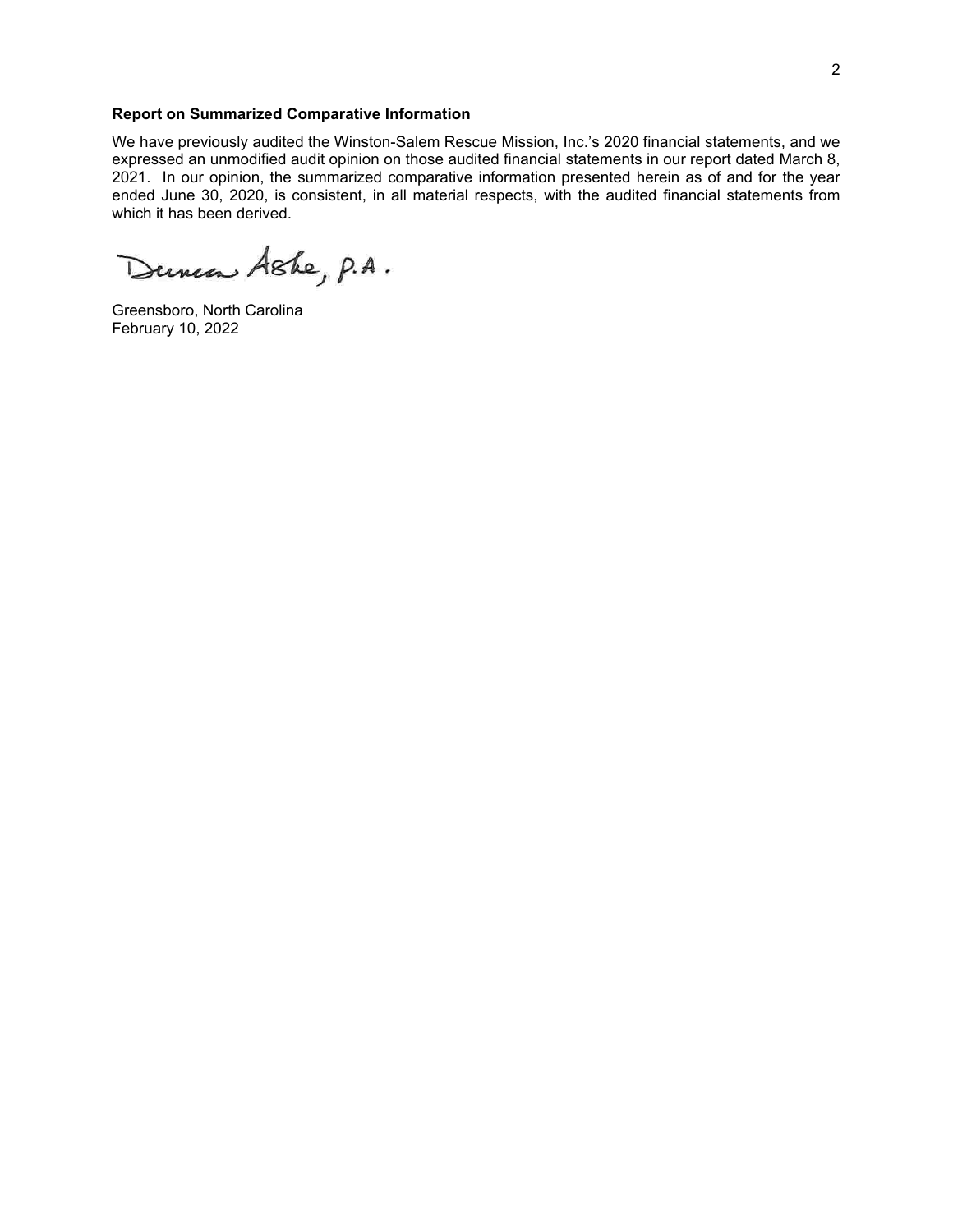**Report on Summarized Comparative Information**

We have previously audited the Winston-Salem Rescue Mission, Inc.'s 2020 financial statements, and we expressed an unmodified audit opinion on those audited financial statements in our report dated March 8, 2021. In our opinion, the summarized comparative information presented herein as of and for the year ended June 30, 2020, is consistent, in all material respects, with the audited financial statements from which it has been derived.

Duncan Ashe, P.A.

Greensboro, North Carolina
February 10, 2022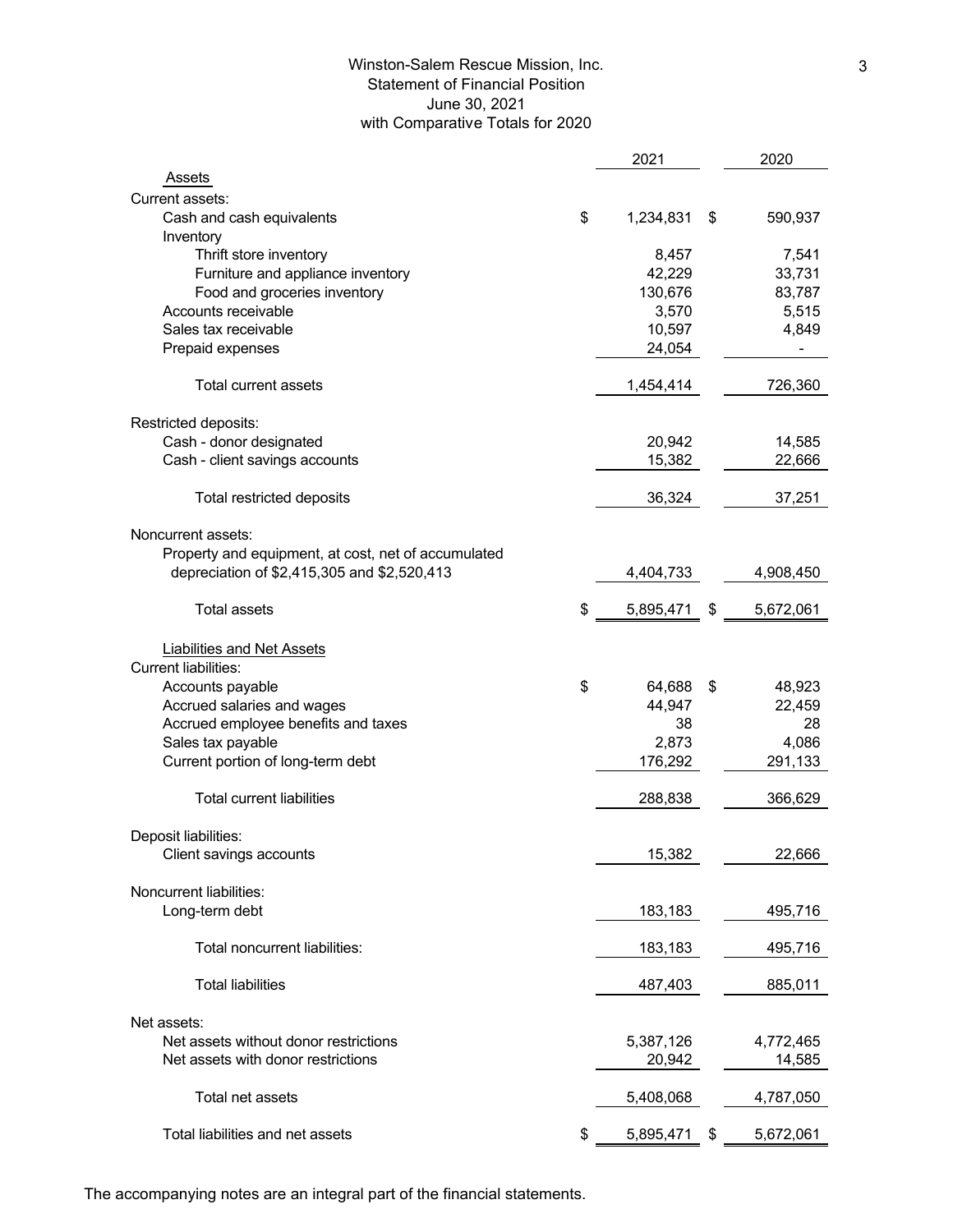# Winston-Salem Rescue Mission, Inc.
## Statement of Financial Position
### June 30, 2021
### with Comparative Totals for 2020

| | 2021 | 2020 |
|---|---|---|
| **Assets** | | |
| Current assets: | | |
| Cash and cash equivalents | $ 1,234,831 | $ 590,937 |
| Inventory | | |
| Thrift store inventory | 8,457 | 7,541 |
| Furniture and appliance inventory | 42,229 | 33,731 |
| Food and groceries inventory | 130,676 | 83,787 |
| Accounts receivable | 3,570 | 5,515 |
| Sales tax receivable | 10,597 | 4,849 |
| Prepaid expenses | 24,054 | - |
| Total current assets | 1,454,414 | 726,360 |
| Restricted deposits: | | |
| Cash - donor designated | 20,942 | 14,585 |
| Cash - client savings accounts | 15,382 | 22,666 |
| Total restricted deposits | 36,324 | 37,251 |
| Noncurrent assets: | | |
| Property and equipment, at cost, net of accumulated depreciation of $2,415,305 and $2,520,413 | 4,404,733 | 4,908,450 |
| Total assets | $ 5,895,471 | $ 5,672,061 |
| **Liabilities and Net Assets** | | |
| Current liabilities: | | |
| Accounts payable | $ 64,688 | $ 48,923 |
| Accrued salaries and wages | 44,947 | 22,459 |
| Accrued employee benefits and taxes | 38 | 28 |
| Sales tax payable | 2,873 | 4,086 |
| Current portion of long-term debt | 176,292 | 291,133 |
| Total current liabilities | 288,838 | 366,629 |
| Deposit liabilities: | | |
| Client savings accounts | 15,382 | 22,666 |
| Noncurrent liabilities: | | |
| Long-term debt | 183,183 | 495,716 |
| Total noncurrent liabilities: | 183,183 | 495,716 |
| Total liabilities | 487,403 | 885,011 |
| Net assets: | | |
| Net assets without donor restrictions | 5,387,126 | 4,772,465 |
| Net assets with donor restrictions | 20,942 | 14,585 |
| Total net assets | 5,408,068 | 4,787,050 |
| Total liabilities and net assets | $ 5,895,471 | $ 5,672,061 |

The accompanying notes are an integral part of the financial statements.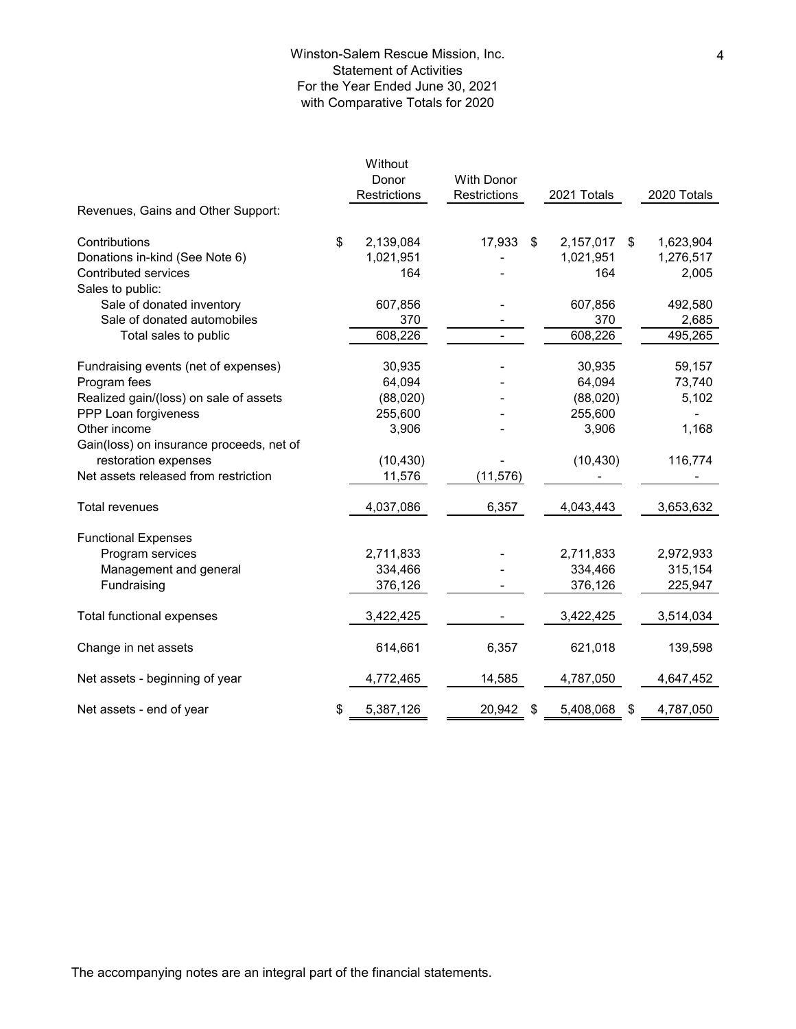# Winston-Salem Rescue Mission, Inc.
## Statement of Activities
### For the Year Ended June 30, 2021
### with Comparative Totals for 2020

| | Without Donor Restrictions | With Donor Restrictions | 2021 Totals | 2020 Totals |
|---|---|---|---|---|
| **Revenues, Gains and Other Support:** | | | | |
| Contributions | $ 2,139,084 | 17,933 | $ 2,157,017 | $ 1,623,904 |
| Donations in-kind (See Note 6) | 1,021,951 | - | 1,021,951 | 1,276,517 |
| Contributed services | 164 | - | 164 | 2,005 |
| Sales to public: | | | | |
| Sale of donated inventory | 607,856 | - | 607,856 | 492,580 |
| Sale of donated automobiles | 370 | - | 370 | 2,685 |
| Total sales to public | 608,226 | - | 608,226 | 495,265 |
| Fundraising events (net of expenses) | 30,935 | - | 30,935 | 59,157 |
| Program fees | 64,094 | - | 64,094 | 73,740 |
| Realized gain/(loss) on sale of assets | (88,020) | - | (88,020) | 5,102 |
| PPP Loan forgiveness | 255,600 | - | 255,600 | - |
| Other income | 3,906 | - | 3,906 | 1,168 |
| Gain(loss) on insurance proceeds, net of restoration expenses | (10,430) | - | (10,430) | 116,774 |
| Net assets released from restriction | 11,576 | (11,576) | - | - |
| Total revenues | 4,037,086 | 6,357 | 4,043,443 | 3,653,632 |
| **Functional Expenses** | | | | |
| Program services | 2,711,833 | - | 2,711,833 | 2,972,933 |
| Management and general | 334,466 | - | 334,466 | 315,154 |
| Fundraising | 376,126 | - | 376,126 | 225,947 |
| Total functional expenses | 3,422,425 | - | 3,422,425 | 3,514,034 |
| Change in net assets | 614,661 | 6,357 | 621,018 | 139,598 |
| Net assets - beginning of year | 4,772,465 | 14,585 | 4,787,050 | 4,647,452 |
| Net assets - end of year | $ 5,387,126 | 20,942 | $ 5,408,068 | $ 4,787,050 |

The accompanying notes are an integral part of the financial statements.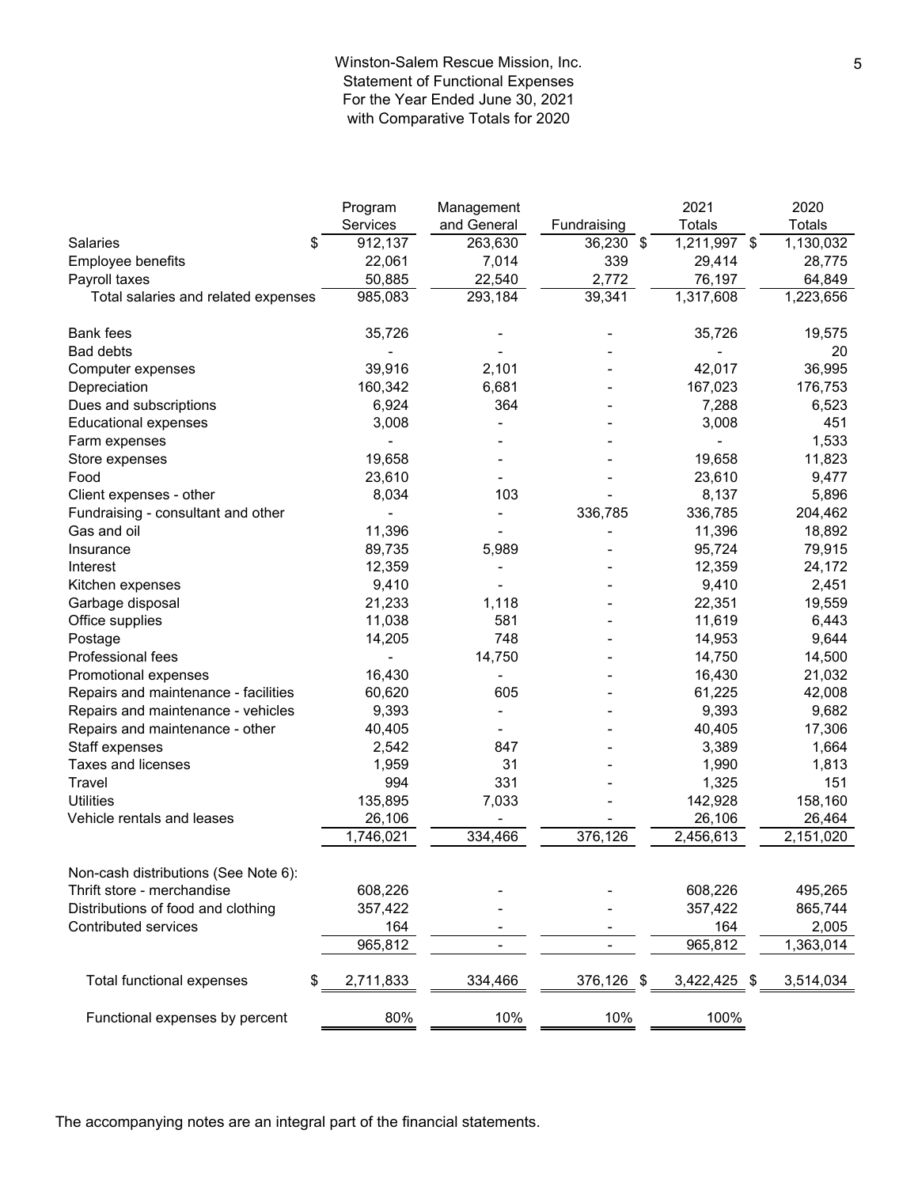# Winston-Salem Rescue Mission, Inc.
## Statement of Functional Expenses
### For the Year Ended June 30, 2021
### with Comparative Totals for 2020

| | Program Services | Management and General | Fundraising | 2021 Totals | 2020 Totals |
|---|---|---|---|---|---|
| Salaries | $ 912,137 | 263,630 | 36,230 | $ 1,211,997 | $ 1,130,032 |
| Employee benefits | 22,061 | 7,014 | 339 | 29,414 | 28,775 |
| Payroll taxes | 50,885 | 22,540 | 2,772 | 76,197 | 64,849 |
| Total salaries and related expenses | 985,083 | 293,184 | 39,341 | 1,317,608 | 1,223,656 |
| | | | | | |
| Bank fees | 35,726 | - | - | 35,726 | 19,575 |
| Bad debts | - | - | - | - | 20 |
| Computer expenses | 39,916 | 2,101 | - | 42,017 | 36,995 |
| Depreciation | 160,342 | 6,681 | - | 167,023 | 176,753 |
| Dues and subscriptions | 6,924 | 364 | - | 7,288 | 6,523 |
| Educational expenses | 3,008 | - | - | 3,008 | 451 |
| Farm expenses | - | - | - | - | 1,533 |
| Store expenses | 19,658 | - | - | 19,658 | 11,823 |
| Food | 23,610 | - | - | 23,610 | 9,477 |
| Client expenses - other | 8,034 | 103 | - | 8,137 | 5,896 |
| Fundraising - consultant and other | - | - | 336,785 | 336,785 | 204,462 |
| Gas and oil | 11,396 | - | - | 11,396 | 18,892 |
| Insurance | 89,735 | 5,989 | - | 95,724 | 79,915 |
| Interest | 12,359 | - | - | 12,359 | 24,172 |
| Kitchen expenses | 9,410 | - | - | 9,410 | 2,451 |
| Garbage disposal | 21,233 | 1,118 | - | 22,351 | 19,559 |
| Office supplies | 11,038 | 581 | - | 11,619 | 6,443 |
| Postage | 14,205 | 748 | - | 14,953 | 9,644 |
| Professional fees | - | 14,750 | - | 14,750 | 14,500 |
| Promotional expenses | 16,430 | - | - | 16,430 | 21,032 |
| Repairs and maintenance - facilities | 60,620 | 605 | - | 61,225 | 42,008 |
| Repairs and maintenance - vehicles | 9,393 | - | - | 9,393 | 9,682 |
| Repairs and maintenance - other | 40,405 | - | - | 40,405 | 17,306 |
| Staff expenses | 2,542 | 847 | - | 3,389 | 1,664 |
| Taxes and licenses | 1,959 | 31 | - | 1,990 | 1,813 |
| Travel | 994 | 331 | - | 1,325 | 151 |
| Utilities | 135,895 | 7,033 | - | 142,928 | 158,160 |
| Vehicle rentals and leases | 26,106 | - | - | 26,106 | 26,464 |
| | 1,746,021 | 334,466 | 376,126 | 2,456,613 | 2,151,020 |
| | | | | | |
| Non-cash distributions (See Note 6): | | | | | |
| Thrift store - merchandise | 608,226 | - | - | 608,226 | 495,265 |
| Distributions of food and clothing | 357,422 | - | - | 357,422 | 865,744 |
| Contributed services | 164 | - | - | 164 | 2,005 |
| | 965,812 | - | - | 965,812 | 1,363,014 |
| | | | | | |
| Total functional expenses | $ 2,711,833 | 334,466 | 376,126 | $ 3,422,425 | $ 3,514,034 |
| | | | | | |
| Functional expenses by percent | 80% | 10% | 10% | 100% | |

The accompanying notes are an integral part of the financial statements.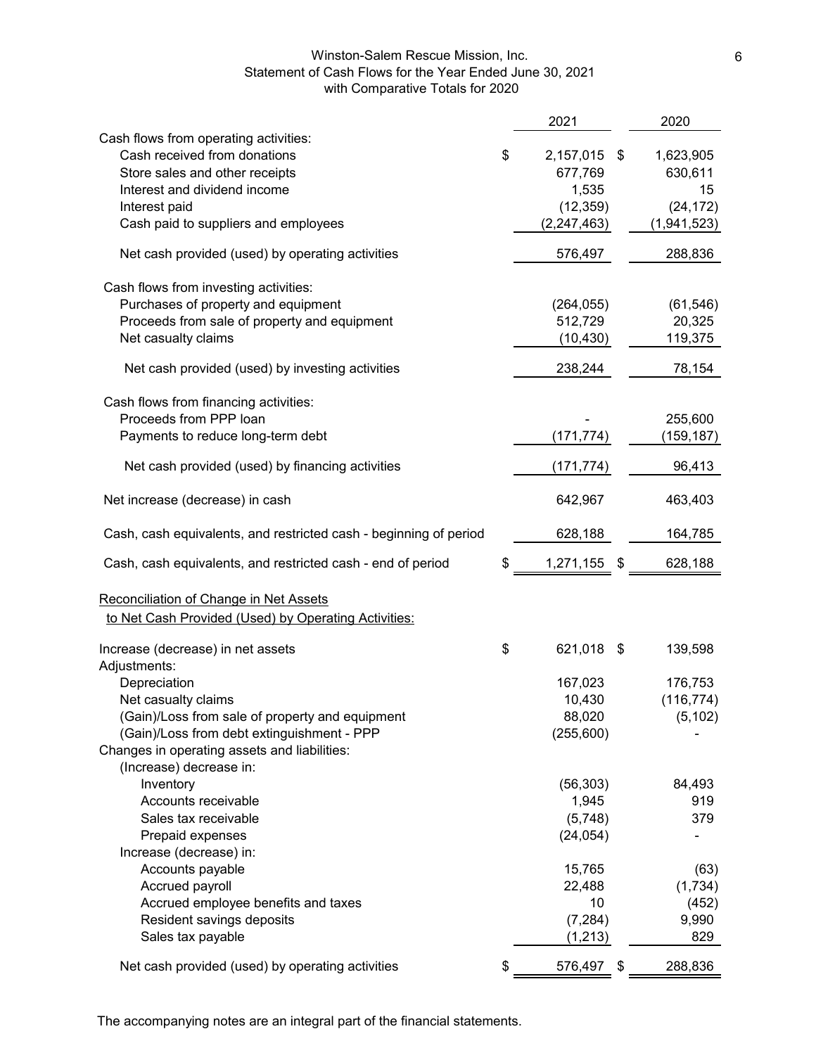# Winston-Salem Rescue Mission, Inc.
## Statement of Cash Flows for the Year Ended June 30, 2021
### with Comparative Totals for 2020

| | 2021 | 2020 |
|---|---|---|
| **Cash flows from operating activities:** | | |
| Cash received from donations | $ 2,157,015 | $ 1,623,905 |
| Store sales and other receipts | 677,769 | 630,611 |
| Interest and dividend income | 1,535 | 15 |
| Interest paid | (12,359) | (24,172) |
| Cash paid to suppliers and employees | (2,247,463) | (1,941,523) |
| Net cash provided (used) by operating activities | 576,497 | 288,836 |
| **Cash flows from investing activities:** | | |
| Purchases of property and equipment | (264,055) | (61,546) |
| Proceeds from sale of property and equipment | 512,729 | 20,325 |
| Net casualty claims | (10,430) | 119,375 |
| Net cash provided (used) by investing activities | 238,244 | 78,154 |
| **Cash flows from financing activities:** | | |
| Proceeds from PPP loan | - | 255,600 |
| Payments to reduce long-term debt | (171,774) | (159,187) |
| Net cash provided (used) by financing activities | (171,774) | 96,413 |
| Net increase (decrease) in cash | 642,967 | 463,403 |
| Cash, cash equivalents, and restricted cash - beginning of period | 628,188 | 164,785 |
| Cash, cash equivalents, and restricted cash - end of period | $ 1,271,155 | $ 628,188 |

<u>Reconciliation of Change in Net Assets</u>
<u>to Net Cash Provided (Used) by Operating Activities:</u>

| | 2021 | 2020 |
|---|---|---|
| Increase (decrease) in net assets | $ 621,018 | $ 139,598 |
| Adjustments: | | |
| Depreciation | 167,023 | 176,753 |
| Net casualty claims | 10,430 | (116,774) |
| (Gain)/Loss from sale of property and equipment | 88,020 | (5,102) |
| (Gain)/Loss from debt extinguishment - PPP | (255,600) | - |
| Changes in operating assets and liabilities: | | |
| (Increase) decrease in: | | |
| Inventory | (56,303) | 84,493 |
| Accounts receivable | 1,945 | 919 |
| Sales tax receivable | (5,748) | 379 |
| Prepaid expenses | (24,054) | - |
| Increase (decrease) in: | | |
| Accounts payable | 15,765 | (63) |
| Accrued payroll | 22,488 | (1,734) |
| Accrued employee benefits and taxes | 10 | (452) |
| Resident savings deposits | (7,284) | 9,990 |
| Sales tax payable | (1,213) | 829 |
| Net cash provided (used) by operating activities | $ 576,497 | $ 288,836 |

The accompanying notes are an integral part of the financial statements.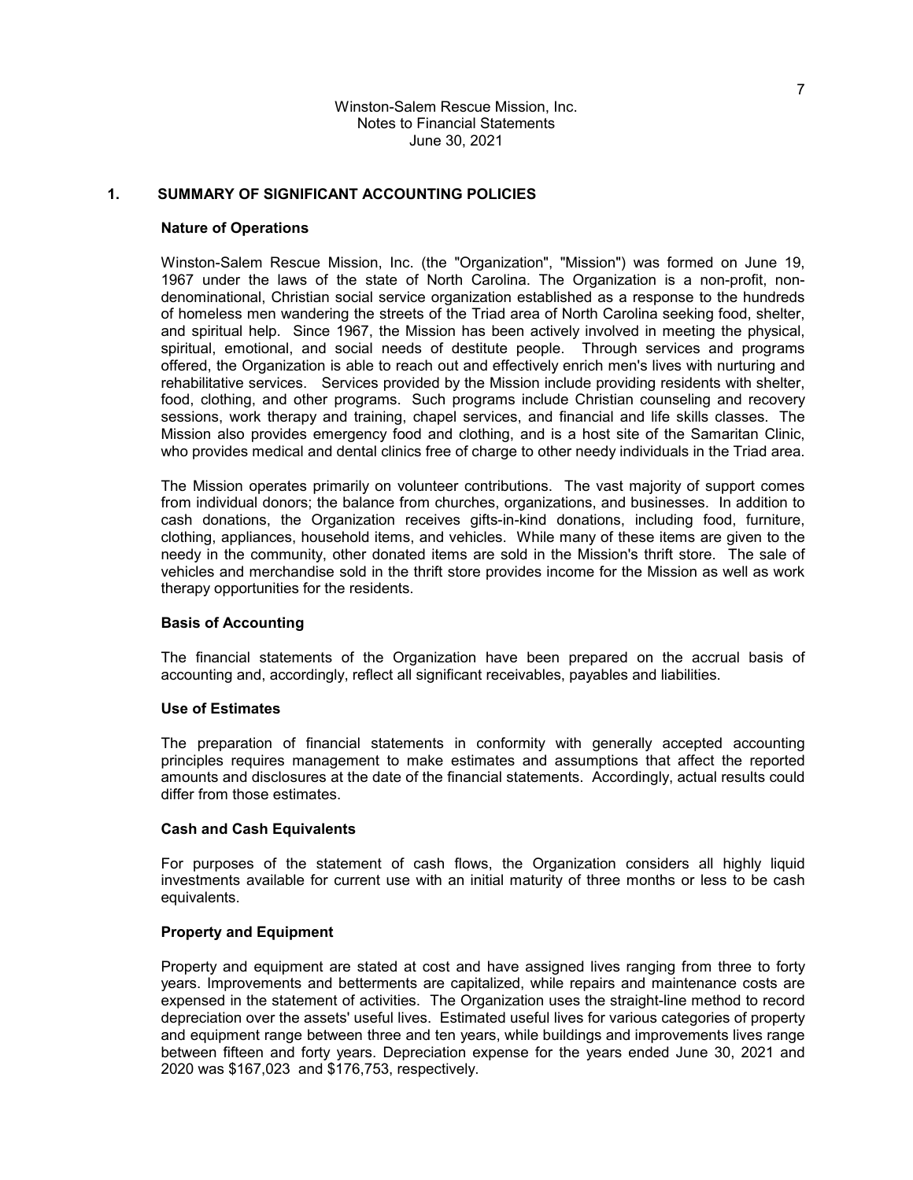Winston-Salem Rescue Mission, Inc.
Notes to Financial Statements
June 30, 2021

## 1. SUMMARY OF SIGNIFICANT ACCOUNTING POLICIES

### Nature of Operations

Winston-Salem Rescue Mission, Inc. (the "Organization", "Mission") was formed on June 19, 1967 under the laws of the state of North Carolina. The Organization is a non-profit, non-denominational, Christian social service organization established as a response to the hundreds of homeless men wandering the streets of the Triad area of North Carolina seeking food, shelter, and spiritual help. Since 1967, the Mission has been actively involved in meeting the physical, spiritual, emotional, and social needs of destitute people. Through services and programs offered, the Organization is able to reach out and effectively enrich men's lives with nurturing and rehabilitative services. Services provided by the Mission include providing residents with shelter, food, clothing, and other programs. Such programs include Christian counseling and recovery sessions, work therapy and training, chapel services, and financial and life skills classes. The Mission also provides emergency food and clothing, and is a host site of the Samaritan Clinic, who provides medical and dental clinics free of charge to other needy individuals in the Triad area.

The Mission operates primarily on volunteer contributions. The vast majority of support comes from individual donors; the balance from churches, organizations, and businesses. In addition to cash donations, the Organization receives gifts-in-kind donations, including food, furniture, clothing, appliances, household items, and vehicles. While many of these items are given to the needy in the community, other donated items are sold in the Mission's thrift store. The sale of vehicles and merchandise sold in the thrift store provides income for the Mission as well as work therapy opportunities for the residents.

### Basis of Accounting

The financial statements of the Organization have been prepared on the accrual basis of accounting and, accordingly, reflect all significant receivables, payables and liabilities.

### Use of Estimates

The preparation of financial statements in conformity with generally accepted accounting principles requires management to make estimates and assumptions that affect the reported amounts and disclosures at the date of the financial statements. Accordingly, actual results could differ from those estimates.

### Cash and Cash Equivalents

For purposes of the statement of cash flows, the Organization considers all highly liquid investments available for current use with an initial maturity of three months or less to be cash equivalents.

### Property and Equipment

Property and equipment are stated at cost and have assigned lives ranging from three to forty years. Improvements and betterments are capitalized, while repairs and maintenance costs are expensed in the statement of activities. The Organization uses the straight-line method to record depreciation over the assets' useful lives. Estimated useful lives for various categories of property and equipment range between three and ten years, while buildings and improvements lives range between fifteen and forty years. Depreciation expense for the years ended June 30, 2021 and 2020 was $167,023 and $176,753, respectively.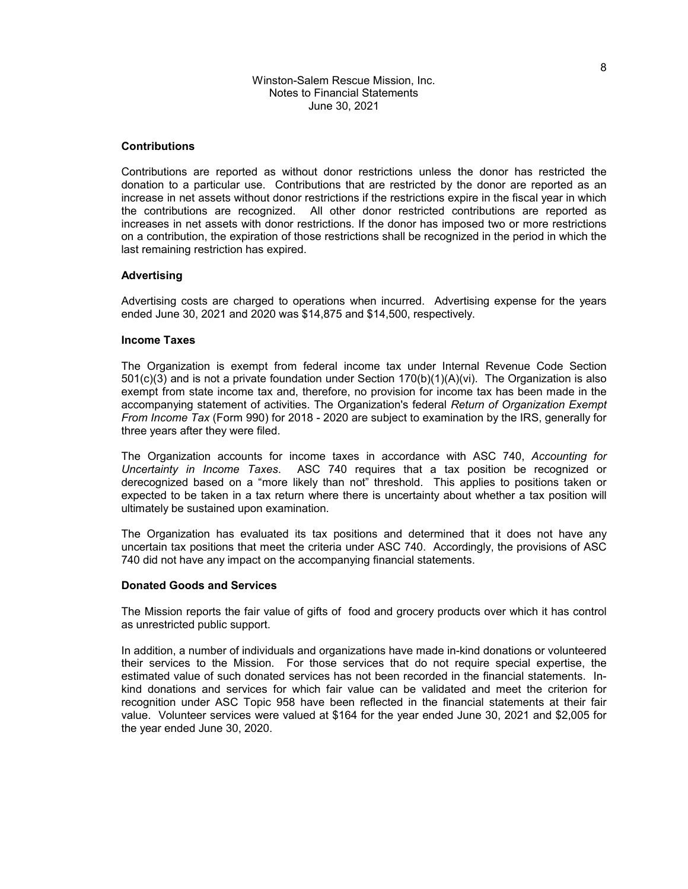### Contributions

Contributions are reported as without donor restrictions unless the donor has restricted the donation to a particular use. Contributions that are restricted by the donor are reported as an increase in net assets without donor restrictions if the restrictions expire in the fiscal year in which the contributions are recognized. All other donor restricted contributions are reported as increases in net assets with donor restrictions. If the donor has imposed two or more restrictions on a contribution, the expiration of those restrictions shall be recognized in the period in which the last remaining restriction has expired.

### Advertising

Advertising costs are charged to operations when incurred. Advertising expense for the years ended June 30, 2021 and 2020 was $14,875 and $14,500, respectively.

### Income Taxes

The Organization is exempt from federal income tax under Internal Revenue Code Section 501(c)(3) and is not a private foundation under Section 170(b)(1)(A)(vi). The Organization is also exempt from state income tax and, therefore, no provision for income tax has been made in the accompanying statement of activities. The Organization's federal *Return of Organization Exempt From Income Tax* (Form 990) for 2018 - 2020 are subject to examination by the IRS, generally for three years after they were filed.

The Organization accounts for income taxes in accordance with ASC 740, *Accounting for Uncertainty in Income Taxes*. ASC 740 requires that a tax position be recognized or derecognized based on a "more likely than not" threshold. This applies to positions taken or expected to be taken in a tax return where there is uncertainty about whether a tax position will ultimately be sustained upon examination.

The Organization has evaluated its tax positions and determined that it does not have any uncertain tax positions that meet the criteria under ASC 740. Accordingly, the provisions of ASC 740 did not have any impact on the accompanying financial statements.

### Donated Goods and Services

The Mission reports the fair value of gifts of food and grocery products over which it has control as unrestricted public support.

In addition, a number of individuals and organizations have made in-kind donations or volunteered their services to the Mission. For those services that do not require special expertise, the estimated value of such donated services has not been recorded in the financial statements. In-kind donations and services for which fair value can be validated and meet the criterion for recognition under ASC Topic 958 have been reflected in the financial statements at their fair value. Volunteer services were valued at $164 for the year ended June 30, 2021 and $2,005 for the year ended June 30, 2020.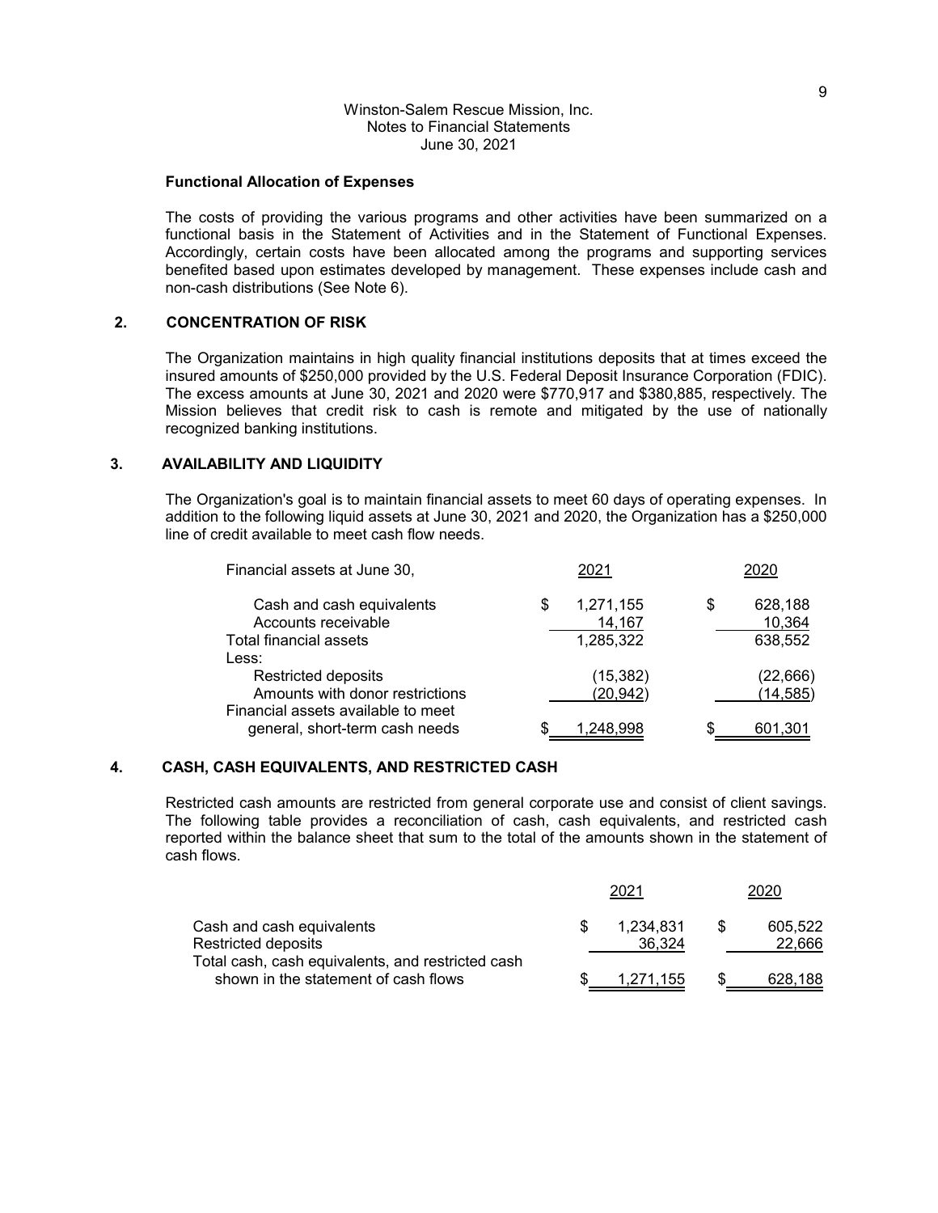### Functional Allocation of Expenses

The costs of providing the various programs and other activities have been summarized on a functional basis in the Statement of Activities and in the Statement of Functional Expenses. Accordingly, certain costs have been allocated among the programs and supporting services benefited based upon estimates developed by management. These expenses include cash and non-cash distributions (See Note 6).

## 2. CONCENTRATION OF RISK

The Organization maintains in high quality financial institutions deposits that at times exceed the insured amounts of $250,000 provided by the U.S. Federal Deposit Insurance Corporation (FDIC). The excess amounts at June 30, 2021 and 2020 were $770,917 and $380,885, respectively. The Mission believes that credit risk to cash is remote and mitigated by the use of nationally recognized banking institutions.

## 3. AVAILABILITY AND LIQUIDITY

The Organization's goal is to maintain financial assets to meet 60 days of operating expenses. In addition to the following liquid assets at June 30, 2021 and 2020, the Organization has a $250,000 line of credit available to meet cash flow needs.

| Financial assets at June 30, | 2021 | 2020 |
|---|---|---|
| Cash and cash equivalents | $ 1,271,155 | $ 628,188 |
| Accounts receivable | 14,167 | 10,364 |
| Total financial assets | 1,285,322 | 638,552 |
| Less: | | |
| Restricted deposits | (15,382) | (22,666) |
| Amounts with donor restrictions | (20,942) | (14,585) |
| Financial assets available to meet general, short-term cash needs | $ 1,248,998 | $ 601,301 |

## 4. CASH, CASH EQUIVALENTS, AND RESTRICTED CASH

Restricted cash amounts are restricted from general corporate use and consist of client savings. The following table provides a reconciliation of cash, cash equivalents, and restricted cash reported within the balance sheet that sum to the total of the amounts shown in the statement of cash flows.

| | 2021 | 2020 |
|---|---|---|
| Cash and cash equivalents | $ 1,234,831 | $ 605,522 |
| Restricted deposits | 36,324 | 22,666 |
| Total cash, cash equivalents, and restricted cash shown in the statement of cash flows | $ 1,271,155 | $ 628,188 |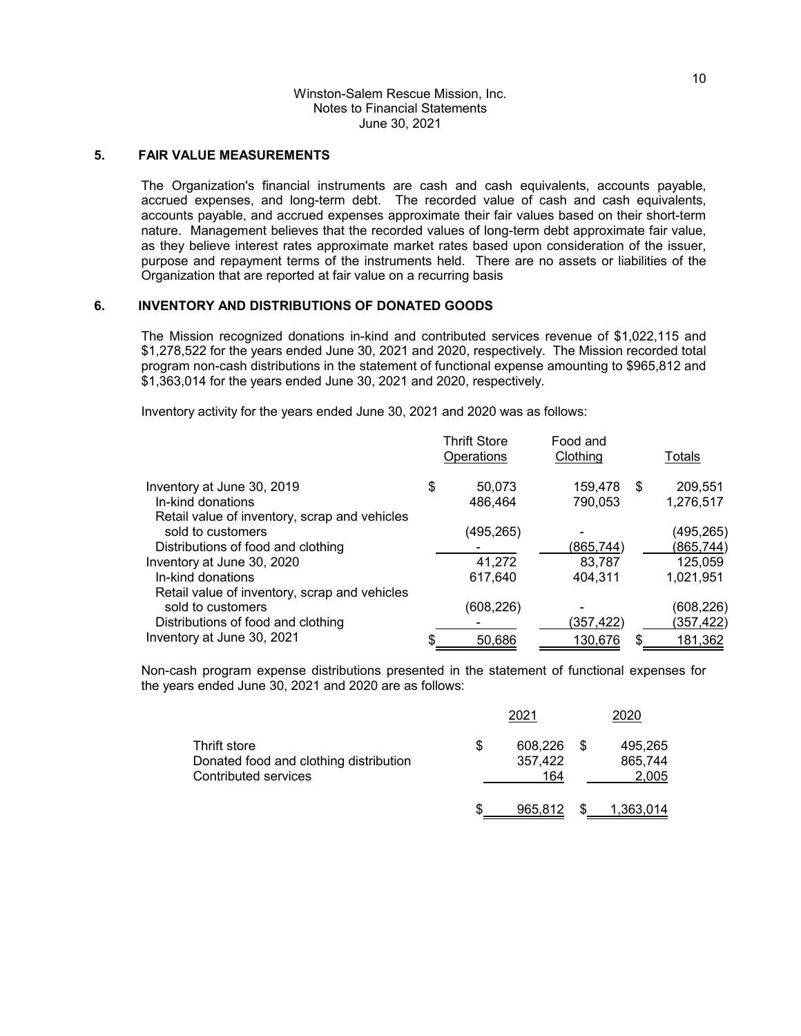Winston-Salem Rescue Mission, Inc.
Notes to Financial Statements
June 30, 2021

## 5. FAIR VALUE MEASUREMENTS

The Organization's financial instruments are cash and cash equivalents, accounts payable, accrued expenses, and long-term debt. The recorded value of cash and cash equivalents, accounts payable, and accrued expenses approximate their fair values based on their short-term nature. Management believes that the recorded values of long-term debt approximate fair value, as they believe interest rates approximate market rates based upon consideration of the issuer, purpose and repayment terms of the instruments held. There are no assets or liabilities of the Organization that are reported at fair value on a recurring basis

## 6. INVENTORY AND DISTRIBUTIONS OF DONATED GOODS

The Mission recognized donations in-kind and contributed services revenue of $1,022,115 and $1,278,522 for the years ended June 30, 2021 and 2020, respectively. The Mission recorded total program non-cash distributions in the statement of functional expense amounting to $965,812 and $1,363,014 for the years ended June 30, 2021 and 2020, respectively.

Inventory activity for the years ended June 30, 2021 and 2020 was as follows:

| | Thrift Store Operations | Food and Clothing | Totals |
|---|---|---|---|
| Inventory at June 30, 2019 | $ 50,073 | 159,478 | $ 209,551 |
| In-kind donations | 486,464 | 790,053 | 1,276,517 |
| Retail value of inventory, scrap and vehicles sold to customers | (495,265) | - | (495,265) |
| Distributions of food and clothing | - | (865,744) | (865,744) |
| Inventory at June 30, 2020 | 41,272 | 83,787 | 125,059 |
| In-kind donations | 617,640 | 404,311 | 1,021,951 |
| Retail value of inventory, scrap and vehicles sold to customers | (608,226) | - | (608,226) |
| Distributions of food and clothing | - | (357,422) | (357,422) |
| Inventory at June 30, 2021 | $ 50,686 | 130,676 | $ 181,362 |

Non-cash program expense distributions presented in the statement of functional expenses for the years ended June 30, 2021 and 2020 are as follows:

| | 2021 | 2020 |
|---|---|---|
| Thrift store | $ 608,226 | $ 495,265 |
| Donated food and clothing distribution | 357,422 | 865,744 |
| Contributed services | 164 | 2,005 |
| | $ 965,812 | $ 1,363,014 |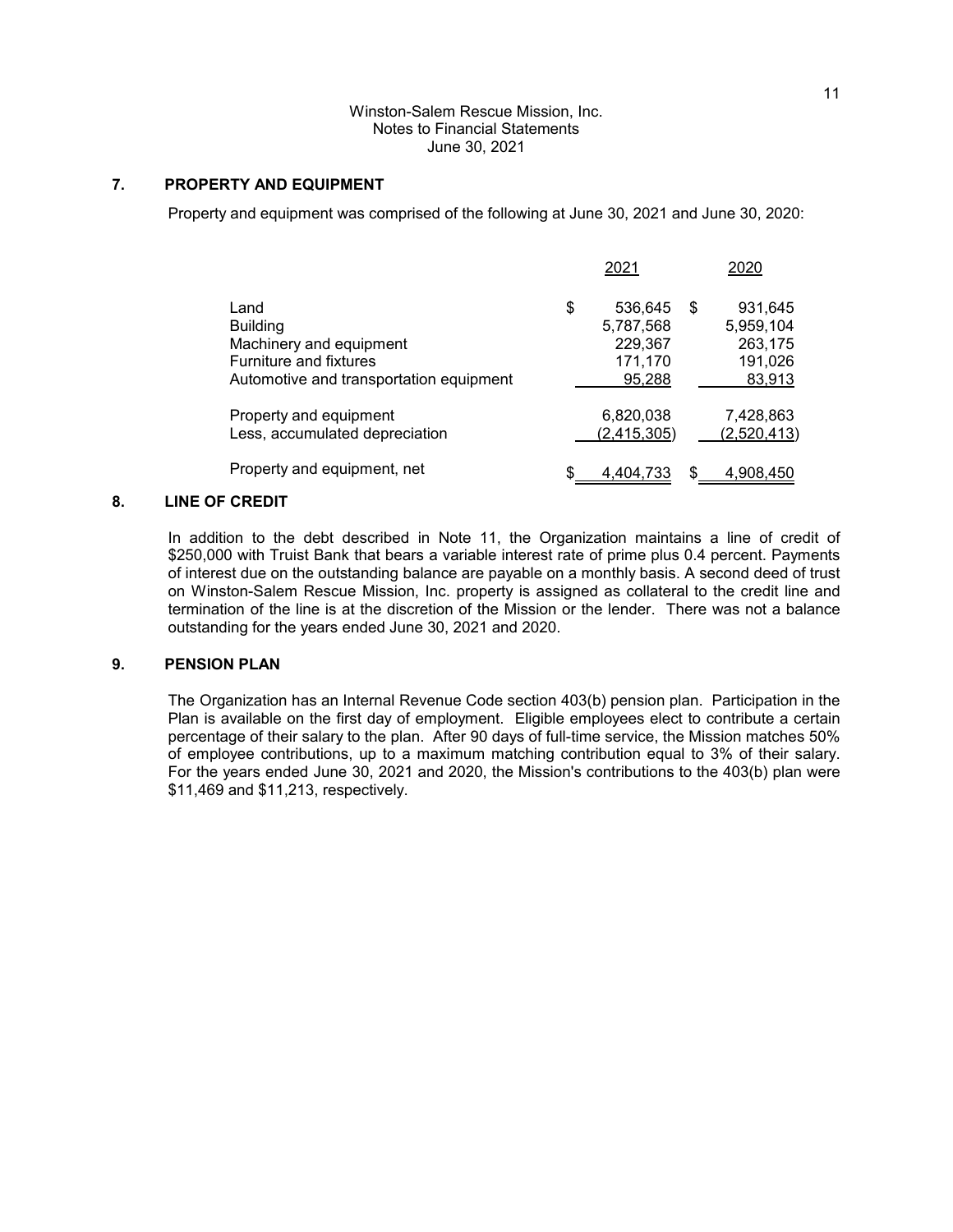Winston-Salem Rescue Mission, Inc.
Notes to Financial Statements
June 30, 2021

## 7. PROPERTY AND EQUIPMENT

Property and equipment was comprised of the following at June 30, 2021 and June 30, 2020:

| | 2021 | 2020 |
|---|---|---|
| Land | $ 536,645 | $ 931,645 |
| Building | 5,787,568 | 5,959,104 |
| Machinery and equipment | 229,367 | 263,175 |
| Furniture and fixtures | 171,170 | 191,026 |
| Automotive and transportation equipment | 95,288 | 83,913 |
| Property and equipment | 6,820,038 | 7,428,863 |
| Less, accumulated depreciation | (2,415,305) | (2,520,413) |
| Property and equipment, net | $ 4,404,733 | $ 4,908,450 |

## 8. LINE OF CREDIT

In addition to the debt described in Note 11, the Organization maintains a line of credit of $250,000 with Truist Bank that bears a variable interest rate of prime plus 0.4 percent. Payments of interest due on the outstanding balance are payable on a monthly basis. A second deed of trust on Winston-Salem Rescue Mission, Inc. property is assigned as collateral to the credit line and termination of the line is at the discretion of the Mission or the lender. There was not a balance outstanding for the years ended June 30, 2021 and 2020.

## 9. PENSION PLAN

The Organization has an Internal Revenue Code section 403(b) pension plan. Participation in the Plan is available on the first day of employment. Eligible employees elect to contribute a certain percentage of their salary to the plan. After 90 days of full-time service, the Mission matches 50% of employee contributions, up to a maximum matching contribution equal to 3% of their salary. For the years ended June 30, 2021 and 2020, the Mission's contributions to the 403(b) plan were $11,469 and $11,213, respectively.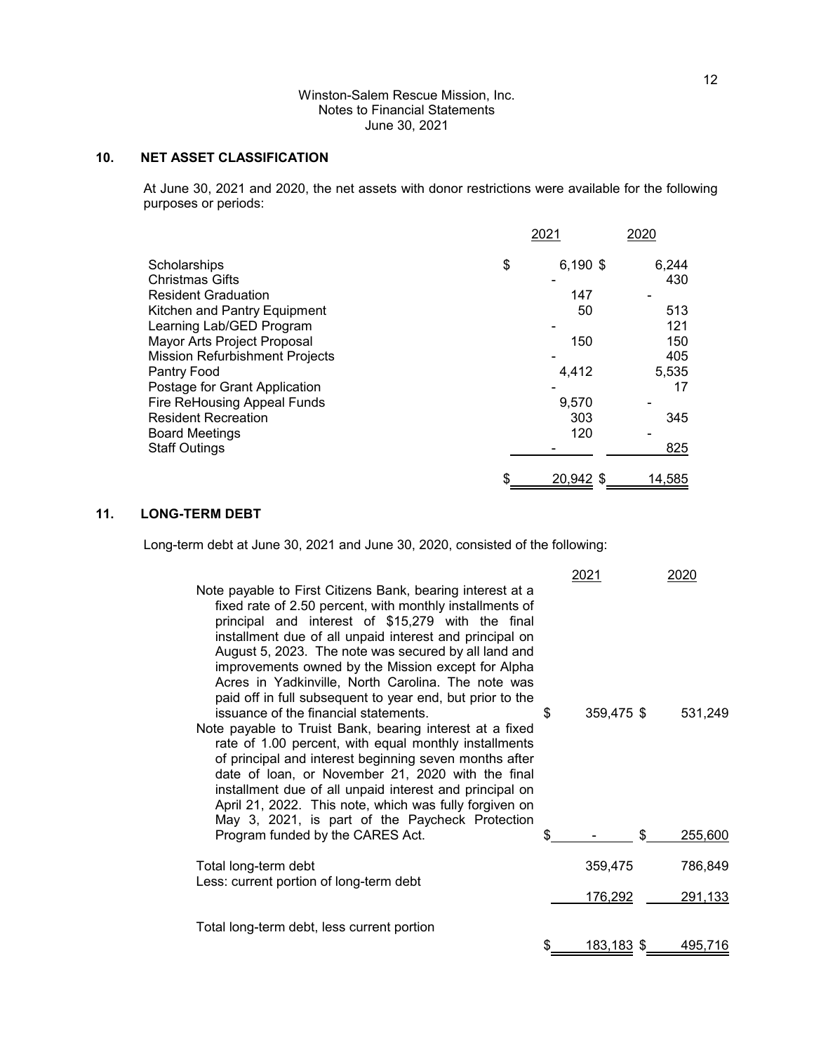Winston-Salem Rescue Mission, Inc.
Notes to Financial Statements
June 30, 2021

## 10. NET ASSET CLASSIFICATION

At June 30, 2021 and 2020, the net assets with donor restrictions were available for the following purposes or periods:

| | 2021 | 2020 |
|---|---|---|
| Scholarships | $ 6,190 | $ 6,244 |
| Christmas Gifts | - | 430 |
| Resident Graduation | 147 | - |
| Kitchen and Pantry Equipment | 50 | 513 |
| Learning Lab/GED Program | - | 121 |
| Mayor Arts Project Proposal | 150 | 150 |
| Mission Refurbishment Projects | - | 405 |
| Pantry Food | 4,412 | 5,535 |
| Postage for Grant Application | - | 17 |
| Fire ReHousing Appeal Funds | 9,570 | - |
| Resident Recreation | 303 | 345 |
| Board Meetings | 120 | - |
| Staff Outings | - | 825 |
| | $ 20,942 | $ 14,585 |

## 11. LONG-TERM DEBT

Long-term debt at June 30, 2021 and June 30, 2020, consisted of the following:

| | 2021 | 2020 |
|---|---|---|
| Note payable to First Citizens Bank, bearing interest at a fixed rate of 2.50 percent, with monthly installments of principal and interest of $15,279 with the final installment due of all unpaid interest and principal on August 5, 2023. The note was secured by all land and improvements owned by the Mission except for Alpha Acres in Yadkinville, North Carolina. The note was paid off in full subsequent to year end, but prior to the issuance of the financial statements. | $ 359,475 | $ 531,249 |
| Note payable to Truist Bank, bearing interest at a fixed rate of 1.00 percent, with equal monthly installments of principal and interest beginning seven months after date of loan, or November 21, 2020 with the final installment due of all unpaid interest and principal on April 21, 2022. This note, which was fully forgiven on May 3, 2021, is part of the Paycheck Protection Program funded by the CARES Act. | $ - | $ 255,600 |
| Total long-term debt | 359,475 | 786,849 |
| Less: current portion of long-term debt | 176,292 | 291,133 |
| Total long-term debt, less current portion | $ 183,183 | $ 495,716 |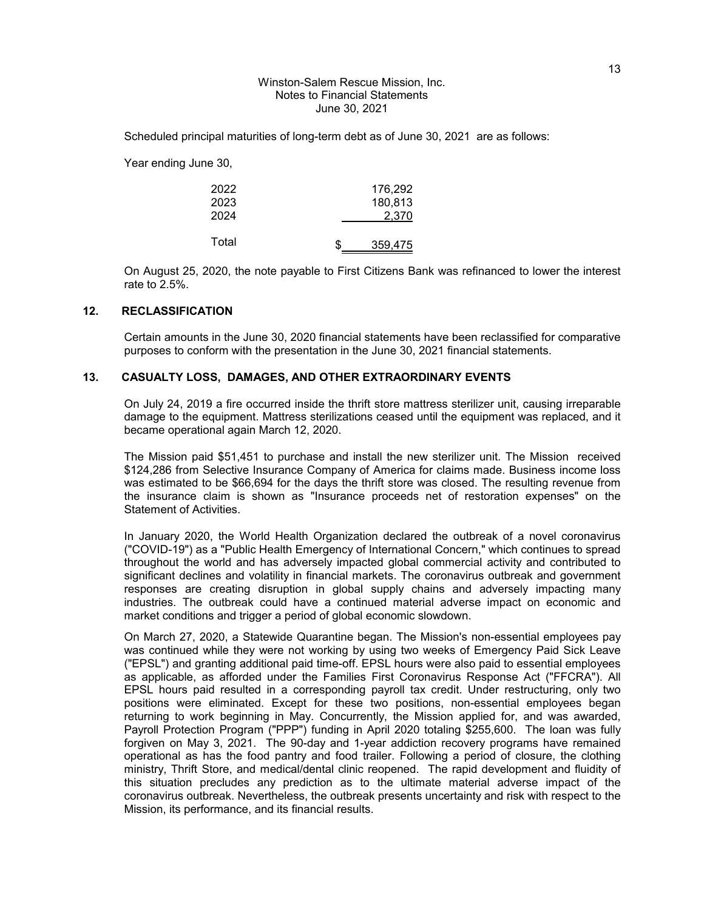Winston-Salem Rescue Mission, Inc.
Notes to Financial Statements
June 30, 2021

Scheduled principal maturities of long-term debt as of June 30, 2021 are as follows:

Year ending June 30,

| | |
|---|---|
| 2022 | 176,292 |
| 2023 | 180,813 |
| 2024 | 2,370 |
| Total | $ 359,475 |

On August 25, 2020, the note payable to First Citizens Bank was refinanced to lower the interest rate to 2.5%.

## 12. RECLASSIFICATION

Certain amounts in the June 30, 2020 financial statements have been reclassified for comparative purposes to conform with the presentation in the June 30, 2021 financial statements.

## 13. CASUALTY LOSS, DAMAGES, AND OTHER EXTRAORDINARY EVENTS

On July 24, 2019 a fire occurred inside the thrift store mattress sterilizer unit, causing irreparable damage to the equipment. Mattress sterilizations ceased until the equipment was replaced, and it became operational again March 12, 2020.

The Mission paid $51,451 to purchase and install the new sterilizer unit. The Mission received $124,286 from Selective Insurance Company of America for claims made. Business income loss was estimated to be $66,694 for the days the thrift store was closed. The resulting revenue from the insurance claim is shown as "Insurance proceeds net of restoration expenses" on the Statement of Activities.

In January 2020, the World Health Organization declared the outbreak of a novel coronavirus ("COVID-19") as a "Public Health Emergency of International Concern," which continues to spread throughout the world and has adversely impacted global commercial activity and contributed to significant declines and volatility in financial markets. The coronavirus outbreak and government responses are creating disruption in global supply chains and adversely impacting many industries. The outbreak could have a continued material adverse impact on economic and market conditions and trigger a period of global economic slowdown.

On March 27, 2020, a Statewide Quarantine began. The Mission's non-essential employees pay was continued while they were not working by using two weeks of Emergency Paid Sick Leave ("EPSL") and granting additional paid time-off. EPSL hours were also paid to essential employees as applicable, as afforded under the Families First Coronavirus Response Act ("FFCRA"). All EPSL hours paid resulted in a corresponding payroll tax credit. Under restructuring, only two positions were eliminated. Except for these two positions, non-essential employees began returning to work beginning in May. Concurrently, the Mission applied for, and was awarded, Payroll Protection Program ("PPP") funding in April 2020 totaling $255,600. The loan was fully forgiven on May 3, 2021. The 90-day and 1-year addiction recovery programs have remained operational as has the food pantry and food trailer. Following a period of closure, the clothing ministry, Thrift Store, and medical/dental clinic reopened. The rapid development and fluidity of this situation precludes any prediction as to the ultimate material adverse impact of the coronavirus outbreak. Nevertheless, the outbreak presents uncertainty and risk with respect to the Mission, its performance, and its financial results.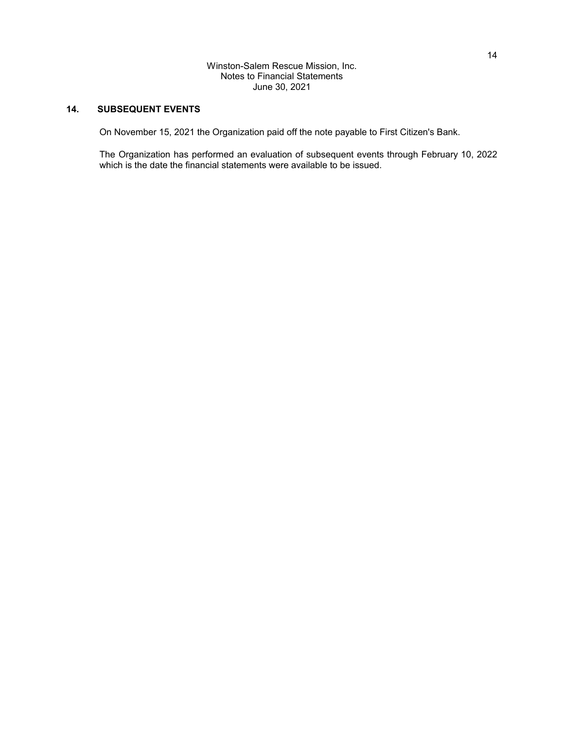## 14. SUBSEQUENT EVENTS

On November 15, 2021 the Organization paid off the note payable to First Citizen's Bank.

The Organization has performed an evaluation of subsequent events through February 10, 2022 which is the date the financial statements were available to be issued.